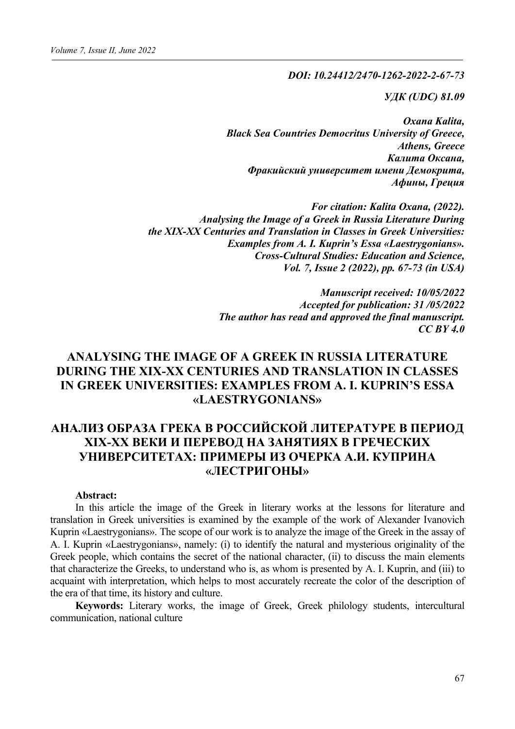***DOI: 10.24412/2470-1262-2022-2-67-73***

***УДК (UDC) 81.09***

***Oxana Kalita,***
***Black Sea Countries Democritus University of Greece,***
***Athens, Greece***
***Калита Оксана,***
***Фракийский университет имени Демокрита,***
***Афины, Греция***

***For citation: Kalita Oxana, (2022).***
***Analysing the Image of a Greek in Russia Literature During the XIX-XX Centuries and Translation in Classes in Greek Universities: Examples from A. I. Kuprin's Essa «Laestrygonians».***
***Cross-Cultural Studies: Education and Science,***
***Vol. 7, Issue 2 (2022), pp. 67-73 (in USA)***

***Manuscript received: 10/05/2022***
***Accepted for publication: 31 /05/2022***
***The author has read and approved the final manuscript.***
***CC BY 4.0***

# ANALYSING THE IMAGE OF A GREEK IN RUSSIA LITERATURE DURING THE XIX-XX CENTURIES AND TRANSLATION IN CLASSES IN GREEK UNIVERSITIES: EXAMPLES FROM A. I. KUPRIN'S ESSA «LAESTRYGONIANS»

# АНАЛИЗ ОБРАЗА ГРЕКА В РОССИЙСКОЙ ЛИТЕРАТУРЕ В ПЕРИОД XIX-XX ВЕКИ И ПЕРЕВОД НА ЗАНЯТИЯХ В ГРЕЧЕСКИХ УНИВЕРСИТЕТАХ: ПРИМЕРЫ ИЗ ОЧЕРКА А.И. КУПРИНА «ЛЕСТРИГОНЫ»

**Abstract:**

In this article the image of the Greek in literary works at the lessons for literature and translation in Greek universities is examined by the example of the work of Alexander Ivanovich Kuprin «Laestrygonians». The scope of our work is to analyze the image of the Greek in the assay of A. I. Kuprin «Laestrygonians», namely: (i) to identify the natural and mysterious originality of the Greek people, which contains the secret of the national character, (ii) to discuss the main elements that characterize the Greeks, to understand who is, as whom is presented by A. I. Kuprin, and (iii) to acquaint with interpretation, which helps to most accurately recreate the color of the description of the era of that time, its history and culture.

**Keywords:** Literary works, the image of Greek, Greek philology students, intercultural communication, national culture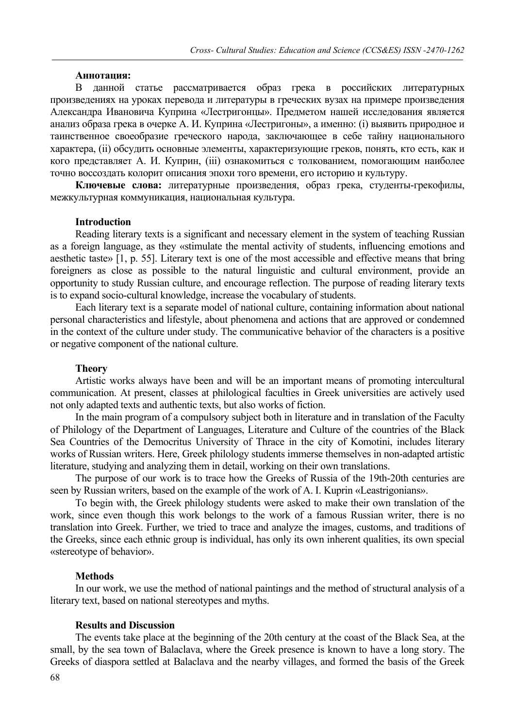**Аннотация:**

В данной статье рассматривается образ грека в российских литературных произведениях на уроках перевода и литературы в греческих вузах на примере произведения Александра Ивановича Куприна «Лестригонцы». Предметом нашей исследования является анализ образа грека в очерке А. И. Куприна «Лестригоны», а именно: (i) выявить природное и таинственное своеобразие греческого народа, заключающее в себе тайну национального характера, (ii) обсудить основные элементы, характеризующие греков, понять, кто есть, как и кого представляет А. И. Куприн, (iii) ознакомиться с толкованием, помогающим наиболее точно воссоздать колорит описания эпохи того времени, его историю и культуру.

**Ключевые слова:** литературные произведения, образ грека, студенты-грекофилы, межкультурная коммуникация, национальная культура.

### Introduction

Reading literary texts is a significant and necessary element in the system of teaching Russian as a foreign language, as they «stimulate the mental activity of students, influencing emotions and aesthetic taste» [1, p. 55]. Literary text is one of the most accessible and effective means that bring foreigners as close as possible to the natural linguistic and cultural environment, provide an opportunity to study Russian culture, and encourage reflection. The purpose of reading literary texts is to expand socio-cultural knowledge, increase the vocabulary of students.

Each literary text is a separate model of national culture, containing information about national personal characteristics and lifestyle, about phenomena and actions that are approved or condemned in the context of the culture under study. The communicative behavior of the characters is a positive or negative component of the national culture.

### Theory

Artistic works always have been and will be an important means of promoting intercultural communication. At present, classes at philological faculties in Greek universities are actively used not only adapted texts and authentic texts, but also works of fiction.

In the main program of a compulsory subject both in literature and in translation of the Faculty of Philology of the Department of Languages, Literature and Culture of the countries of the Black Sea Countries of the Democritus University of Thrace in the city of Komotini, includes literary works of Russian writers. Here, Greek philology students immerse themselves in non-adapted artistic literature, studying and analyzing them in detail, working on their own translations.

The purpose of our work is to trace how the Greeks of Russia of the 19th-20th centuries are seen by Russian writers, based on the example of the work of A. I. Kuprin «Leastrigonians».

To begin with, the Greek philology students were asked to make their own translation of the work, since even though this work belongs to the work of a famous Russian writer, there is no translation into Greek. Further, we tried to trace and analyze the images, customs, and traditions of the Greeks, since each ethnic group is individual, has only its own inherent qualities, its own special «stereotype of behavior».

### Methods

In our work, we use the method of national paintings and the method of structural analysis of a literary text, based on national stereotypes and myths.

### Results and Discussion

The events take place at the beginning of the 20th century at the coast of the Black Sea, at the small, by the sea town of Balaclava, where the Greek presence is known to have a long story. The Greeks of diaspora settled at Balaclava and the nearby villages, and formed the basis of the Greek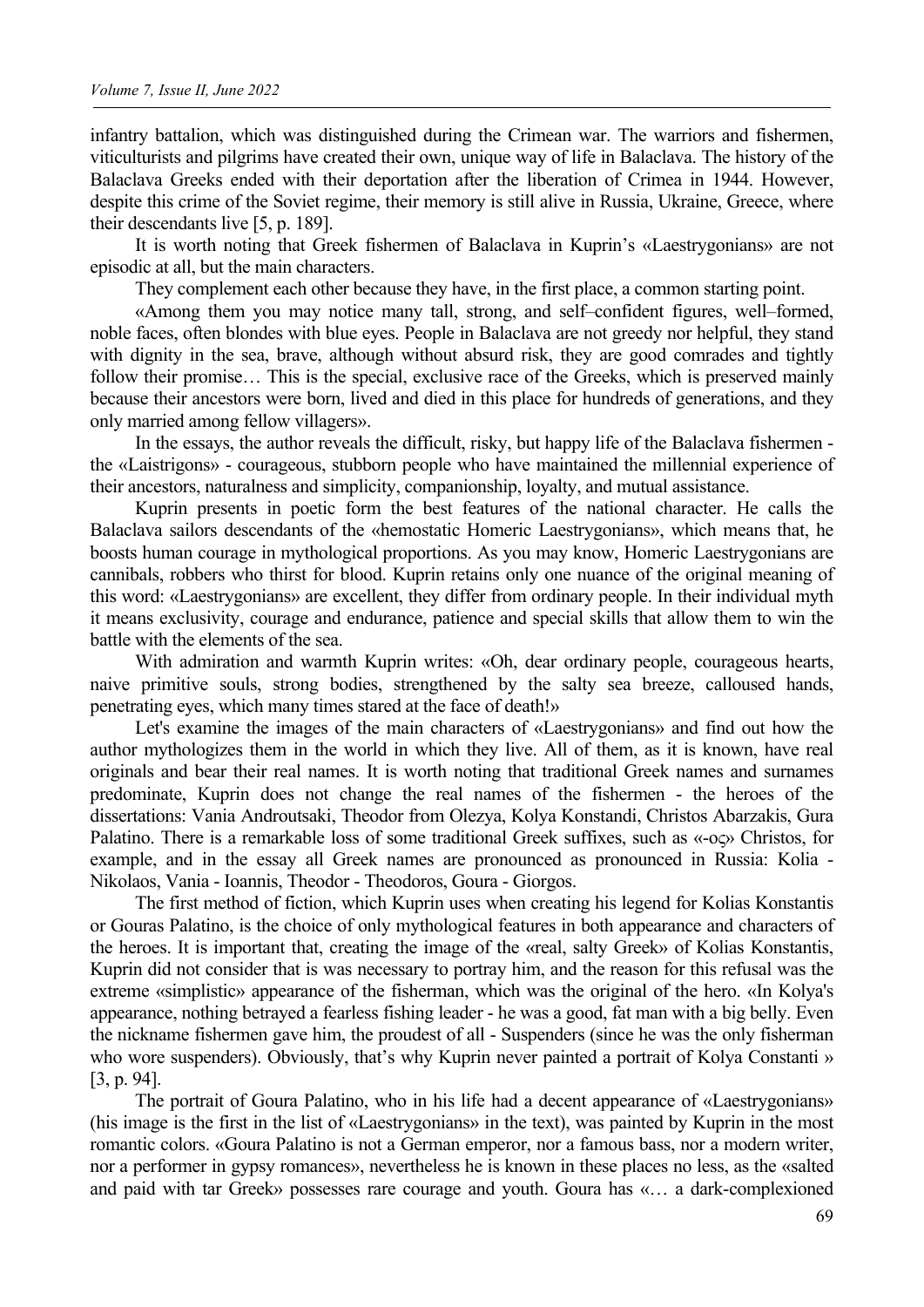infantry battalion, which was distinguished during the Crimean war. The warriors and fishermen, viticulturists and pilgrims have created their own, unique way of life in Balaclava. The history of the Balaclava Greeks ended with their deportation after the liberation of Crimea in 1944. However, despite this crime of the Soviet regime, their memory is still alive in Russia, Ukraine, Greece, where their descendants live [5, p. 189].

It is worth noting that Greek fishermen of Balaclava in Kuprin's «Laestrygonians» are not episodic at all, but the main characters.

They complement each other because they have, in the first place, a common starting point.

«Among them you may notice many tall, strong, and self–confident figures, well–formed, noble faces, often blondes with blue eyes. People in Balaclava are not greedy nor helpful, they stand with dignity in the sea, brave, although without absurd risk, they are good comrades and tightly follow their promise… This is the special, exclusive race of the Greeks, which is preserved mainly because their ancestors were born, lived and died in this place for hundreds of generations, and they only married among fellow villagers».

In the essays, the author reveals the difficult, risky, but happy life of the Balaclava fishermen - the «Laistrigons» - courageous, stubborn people who have maintained the millennial experience of their ancestors, naturalness and simplicity, companionship, loyalty, and mutual assistance.

Kuprin presents in poetic form the best features of the national character. He calls the Balaclava sailors descendants of the «hemostatic Homeric Laestrygonians», which means that, he boosts human courage in mythological proportions. As you may know, Homeric Laestrygonians are cannibals, robbers who thirst for blood. Kuprin retains only one nuance of the original meaning of this word: «Laestrygonians» are excellent, they differ from ordinary people. In their individual myth it means exclusivity, courage and endurance, patience and special skills that allow them to win the battle with the elements of the sea.

With admiration and warmth Kuprin writes: «Oh, dear ordinary people, courageous hearts, naive primitive souls, strong bodies, strengthened by the salty sea breeze, calloused hands, penetrating eyes, which many times stared at the face of death!»

Let's examine the images of the main characters of «Laestrygonians» and find out how the author mythologizes them in the world in which they live. All of them, as it is known, have real originals and bear their real names. It is worth noting that traditional Greek names and surnames predominate, Kuprin does not change the real names of the fishermen - the heroes of the dissertations: Vania Androutsaki, Theodor from Olezya, Kolya Konstandi, Christos Abarzakis, Gura Palatino. There is a remarkable loss of some traditional Greek suffixes, such as «-ος» Christos, for example, and in the essay all Greek names are pronounced as pronounced in Russia: Kolia - Nikolaos, Vania - Ioannis, Theodor - Theodoros, Goura - Giorgos.

The first method of fiction, which Kuprin uses when creating his legend for Kolias Konstantis or Gouras Palatino, is the choice of only mythological features in both appearance and characters of the heroes. It is important that, creating the image of the «real, salty Greek» of Kolias Konstantis, Kuprin did not consider that is was necessary to portray him, and the reason for this refusal was the extreme «simplistic» appearance of the fisherman, which was the original of the hero. «In Kolya's appearance, nothing betrayed a fearless fishing leader - he was a good, fat man with a big belly. Even the nickname fishermen gave him, the proudest of all - Suspenders (since he was the only fisherman who wore suspenders). Obviously, that's why Kuprin never painted a portrait of Kolya Constanti » [3, p. 94].

The portrait of Goura Palatino, who in his life had a decent appearance of «Laestrygonians» (his image is the first in the list of «Laestrygonians» in the text), was painted by Kuprin in the most romantic colors. «Goura Palatino is not a German emperor, nor a famous bass, nor a modern writer, nor a performer in gypsy romances», nevertheless he is known in these places no less, as the «salted and paid with tar Greek» possesses rare courage and youth. Goura has «… a dark-complexioned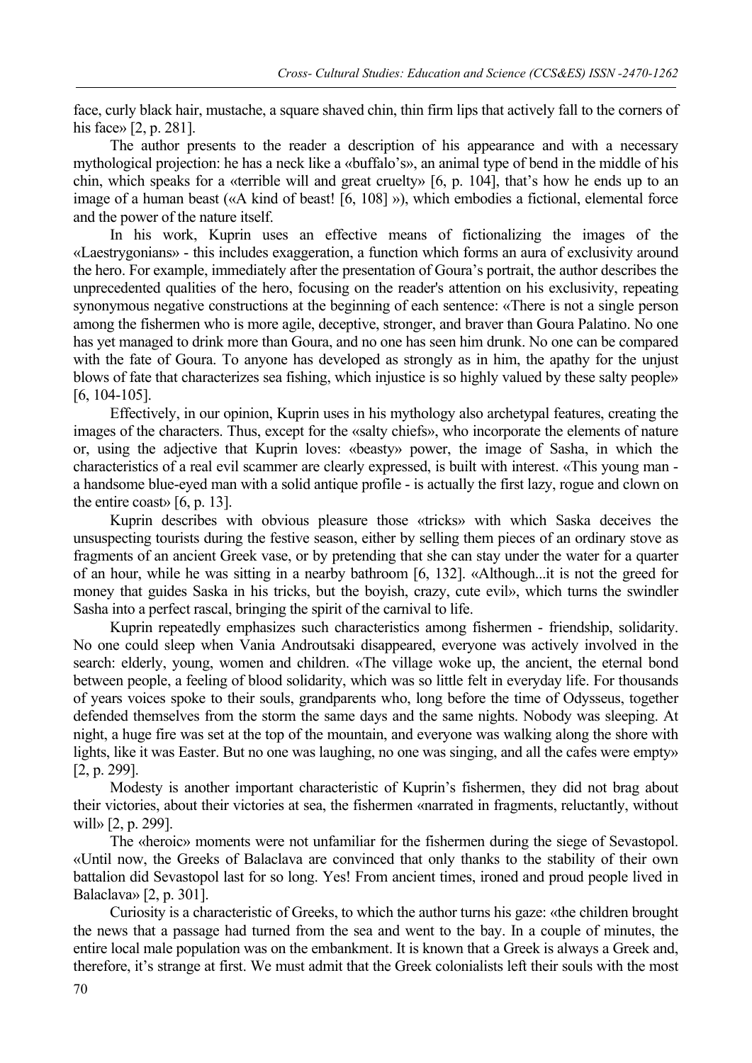face, curly black hair, mustache, a square shaved chin, thin firm lips that actively fall to the corners of his face» [2, p. 281].

The author presents to the reader a description of his appearance and with a necessary mythological projection: he has a neck like a «buffalo's», an animal type of bend in the middle of his chin, which speaks for a «terrible will and great cruelty» [6, p. 104], that's how he ends up to an image of a human beast («A kind of beast! [6, 108] »), which embodies a fictional, elemental force and the power of the nature itself.

In his work, Kuprin uses an effective means of fictionalizing the images of the «Laestrygonians» - this includes exaggeration, a function which forms an aura of exclusivity around the hero. For example, immediately after the presentation of Goura's portrait, the author describes the unprecedented qualities of the hero, focusing on the reader's attention on his exclusivity, repeating synonymous negative constructions at the beginning of each sentence: «There is not a single person among the fishermen who is more agile, deceptive, stronger, and braver than Goura Palatino. No one has yet managed to drink more than Goura, and no one has seen him drunk. No one can be compared with the fate of Goura. To anyone has developed as strongly as in him, the apathy for the unjust blows of fate that characterizes sea fishing, which injustice is so highly valued by these salty people» [6, 104-105].

Effectively, in our opinion, Kuprin uses in his mythology also archetypal features, creating the images of the characters. Thus, except for the «salty chiefs», who incorporate the elements of nature or, using the adjective that Kuprin loves: «beasty» power, the image of Sasha, in which the characteristics of a real evil scammer are clearly expressed, is built with interest. «This young man - a handsome blue-eyed man with a solid antique profile - is actually the first lazy, rogue and clown on the entire coast» [6, p. 13].

Kuprin describes with obvious pleasure those «tricks» with which Saska deceives the unsuspecting tourists during the festive season, either by selling them pieces of an ordinary stove as fragments of an ancient Greek vase, or by pretending that she can stay under the water for a quarter of an hour, while he was sitting in a nearby bathroom [6, 132]. «Although...it is not the greed for money that guides Saska in his tricks, but the boyish, crazy, cute evil», which turns the swindler Sasha into a perfect rascal, bringing the spirit of the carnival to life.

Kuprin repeatedly emphasizes such characteristics among fishermen - friendship, solidarity. No one could sleep when Vania Androutsaki disappeared, everyone was actively involved in the search: elderly, young, women and children. «The village woke up, the ancient, the eternal bond between people, a feeling of blood solidarity, which was so little felt in everyday life. For thousands of years voices spoke to their souls, grandparents who, long before the time of Odysseus, together defended themselves from the storm the same days and the same nights. Nobody was sleeping. At night, a huge fire was set at the top of the mountain, and everyone was walking along the shore with lights, like it was Easter. But no one was laughing, no one was singing, and all the cafes were empty» [2, p. 299].

Modesty is another important characteristic of Kuprin's fishermen, they did not brag about their victories, about their victories at sea, the fishermen «narrated in fragments, reluctantly, without will» [2, p. 299].

The «heroic» moments were not unfamiliar for the fishermen during the siege of Sevastopol. «Until now, the Greeks of Balaclava are convinced that only thanks to the stability of their own battalion did Sevastopol last for so long. Yes! From ancient times, ironed and proud people lived in Balaclava» [2, p. 301].

Curiosity is a characteristic of Greeks, to which the author turns his gaze: «the children brought the news that a passage had turned from the sea and went to the bay. In a couple of minutes, the entire local male population was on the embankment. It is known that a Greek is always a Greek and, therefore, it's strange at first. We must admit that the Greek colonialists left their souls with the most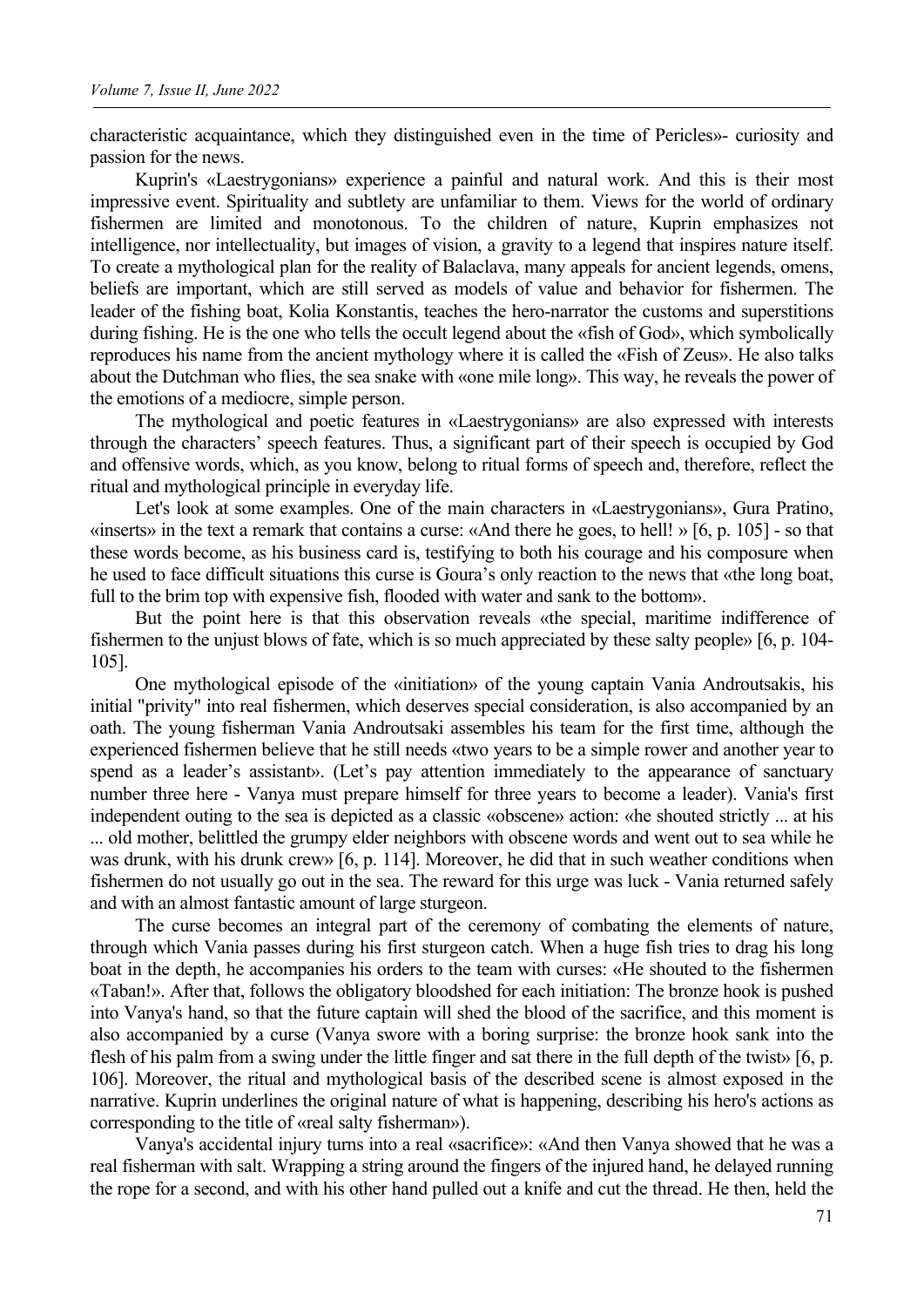characteristic acquaintance, which they distinguished even in the time of Pericles»- curiosity and passion for the news.

Kuprin's «Laestrygonians» experience a painful and natural work. And this is their most impressive event. Spirituality and subtlety are unfamiliar to them. Views for the world of ordinary fishermen are limited and monotonous. To the children of nature, Kuprin emphasizes not intelligence, nor intellectuality, but images of vision, a gravity to a legend that inspires nature itself. To create a mythological plan for the reality of Balaclava, many appeals for ancient legends, omens, beliefs are important, which are still served as models of value and behavior for fishermen. The leader of the fishing boat, Kolia Konstantis, teaches the hero-narrator the customs and superstitions during fishing. He is the one who tells the occult legend about the «fish of God», which symbolically reproduces his name from the ancient mythology where it is called the «Fish of Zeus». He also talks about the Dutchman who flies, the sea snake with «one mile long». This way, he reveals the power of the emotions of a mediocre, simple person.

The mythological and poetic features in «Laestrygonians» are also expressed with interests through the characters' speech features. Thus, a significant part of their speech is occupied by God and offensive words, which, as you know, belong to ritual forms of speech and, therefore, reflect the ritual and mythological principle in everyday life.

Let's look at some examples. One of the main characters in «Laestrygonians», Gura Pratino, «inserts» in the text a remark that contains a curse: «And there he goes, to hell! » [6, p. 105] - so that these words become, as his business card is, testifying to both his courage and his composure when he used to face difficult situations this curse is Goura's only reaction to the news that «the long boat, full to the brim top with expensive fish, flooded with water and sank to the bottom».

But the point here is that this observation reveals «the special, maritime indifference of fishermen to the unjust blows of fate, which is so much appreciated by these salty people» [6, p. 104-105].

One mythological episode of the «initiation» of the young captain Vania Androutsakis, his initial "privity" into real fishermen, which deserves special consideration, is also accompanied by an oath. The young fisherman Vania Androutsaki assembles his team for the first time, although the experienced fishermen believe that he still needs «two years to be a simple rower and another year to spend as a leader's assistant». (Let's pay attention immediately to the appearance of sanctuary number three here - Vanya must prepare himself for three years to become a leader). Vania's first independent outing to the sea is depicted as a classic «obscene» action: «he shouted strictly ... at his ... old mother, belittled the grumpy elder neighbors with obscene words and went out to sea while he was drunk, with his drunk crew» [6, p. 114]. Moreover, he did that in such weather conditions when fishermen do not usually go out in the sea. The reward for this urge was luck - Vania returned safely and with an almost fantastic amount of large sturgeon.

The curse becomes an integral part of the ceremony of combating the elements of nature, through which Vania passes during his first sturgeon catch. When a huge fish tries to drag his long boat in the depth, he accompanies his orders to the team with curses: «He shouted to the fishermen «Taban!». After that, follows the obligatory bloodshed for each initiation: The bronze hook is pushed into Vanya's hand, so that the future captain will shed the blood of the sacrifice, and this moment is also accompanied by a curse (Vanya swore with a boring surprise: the bronze hook sank into the flesh of his palm from a swing under the little finger and sat there in the full depth of the twist» [6, p. 106]. Moreover, the ritual and mythological basis of the described scene is almost exposed in the narrative. Kuprin underlines the original nature of what is happening, describing his hero's actions as corresponding to the title of «real salty fisherman»).

Vanya's accidental injury turns into a real «sacrifice»: «And then Vanya showed that he was a real fisherman with salt. Wrapping a string around the fingers of the injured hand, he delayed running the rope for a second, and with his other hand pulled out a knife and cut the thread. He then, held the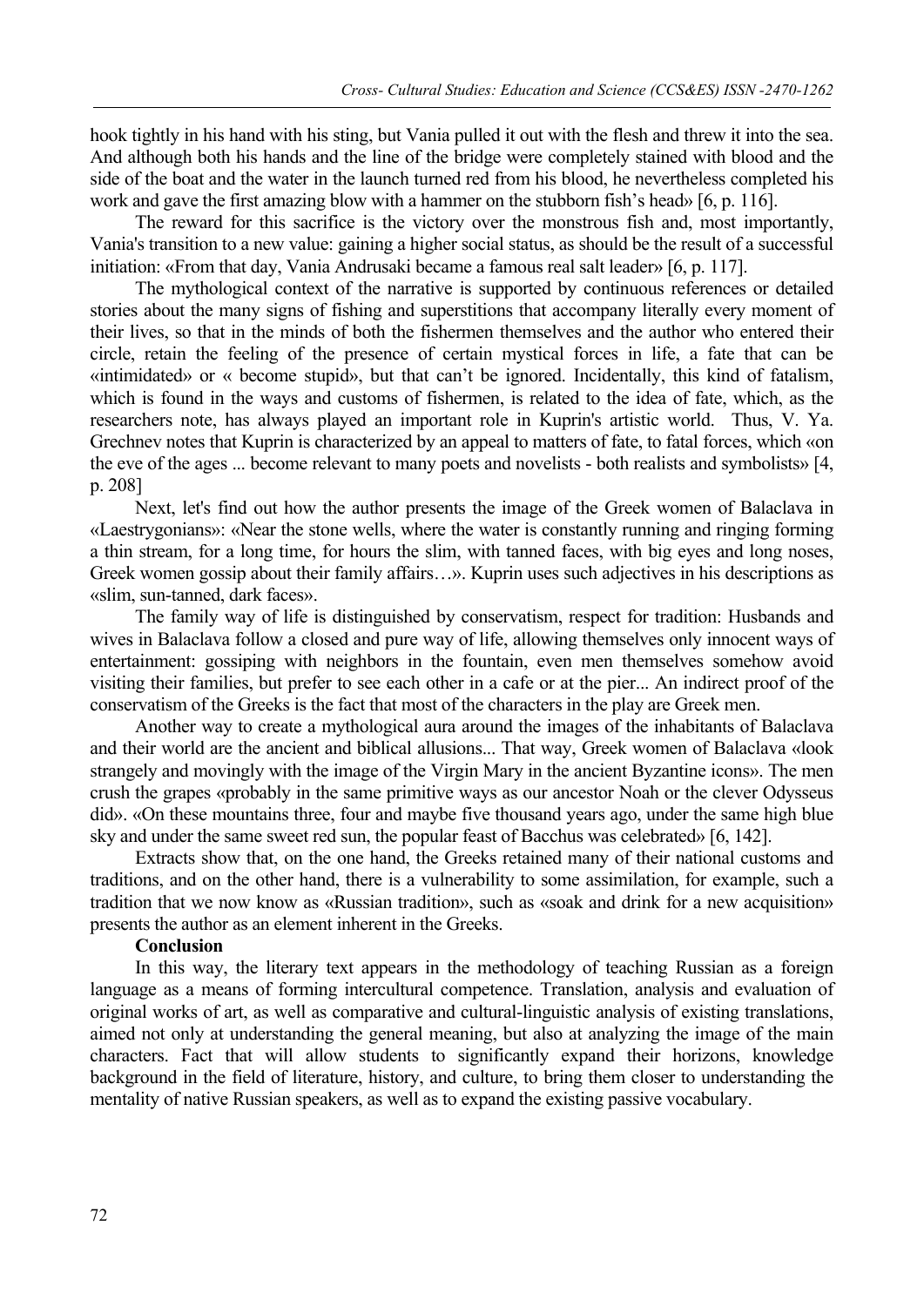hook tightly in his hand with his sting, but Vania pulled it out with the flesh and threw it into the sea. And although both his hands and the line of the bridge were completely stained with blood and the side of the boat and the water in the launch turned red from his blood, he nevertheless completed his work and gave the first amazing blow with a hammer on the stubborn fish's head» [6, p. 116].

The reward for this sacrifice is the victory over the monstrous fish and, most importantly, Vania's transition to a new value: gaining a higher social status, as should be the result of a successful initiation: «From that day, Vania Andrusaki became a famous real salt leader» [6, p. 117].

The mythological context of the narrative is supported by continuous references or detailed stories about the many signs of fishing and superstitions that accompany literally every moment of their lives, so that in the minds of both the fishermen themselves and the author who entered their circle, retain the feeling of the presence of certain mystical forces in life, a fate that can be «intimidated» or « become stupid», but that can't be ignored. Incidentally, this kind of fatalism, which is found in the ways and customs of fishermen, is related to the idea of fate, which, as the researchers note, has always played an important role in Kuprin's artistic world. Thus, V. Ya. Grechnev notes that Kuprin is characterized by an appeal to matters of fate, to fatal forces, which «on the eve of the ages ... become relevant to many poets and novelists - both realists and symbolists» [4, p. 208]

Next, let's find out how the author presents the image of the Greek women of Balaclava in «Laestrygonians»: «Near the stone wells, where the water is constantly running and ringing forming a thin stream, for a long time, for hours the slim, with tanned faces, with big eyes and long noses, Greek women gossip about their family affairs…». Kuprin uses such adjectives in his descriptions as «slim, sun-tanned, dark faces».

The family way of life is distinguished by conservatism, respect for tradition: Husbands and wives in Balaclava follow a closed and pure way of life, allowing themselves only innocent ways of entertainment: gossiping with neighbors in the fountain, even men themselves somehow avoid visiting their families, but prefer to see each other in a cafe or at the pier... An indirect proof of the conservatism of the Greeks is the fact that most of the characters in the play are Greek men.

Another way to create a mythological aura around the images of the inhabitants of Balaclava and their world are the ancient and biblical allusions... That way, Greek women of Balaclava «look strangely and movingly with the image of the Virgin Mary in the ancient Byzantine icons». The men crush the grapes «probably in the same primitive ways as our ancestor Noah or the clever Odysseus did». «On these mountains three, four and maybe five thousand years ago, under the same high blue sky and under the same sweet red sun, the popular feast of Bacchus was celebrated» [6, 142].

Extracts show that, on the one hand, the Greeks retained many of their national customs and traditions, and on the other hand, there is a vulnerability to some assimilation, for example, such a tradition that we now know as «Russian tradition», such as «soak and drink for a new acquisition» presents the author as an element inherent in the Greeks.

## Conclusion

In this way, the literary text appears in the methodology of teaching Russian as a foreign language as a means of forming intercultural competence. Translation, analysis and evaluation of original works of art, as well as comparative and cultural-linguistic analysis of existing translations, aimed not only at understanding the general meaning, but also at analyzing the image of the main characters. Fact that will allow students to significantly expand their horizons, knowledge background in the field of literature, history, and culture, to bring them closer to understanding the mentality of native Russian speakers, as well as to expand the existing passive vocabulary.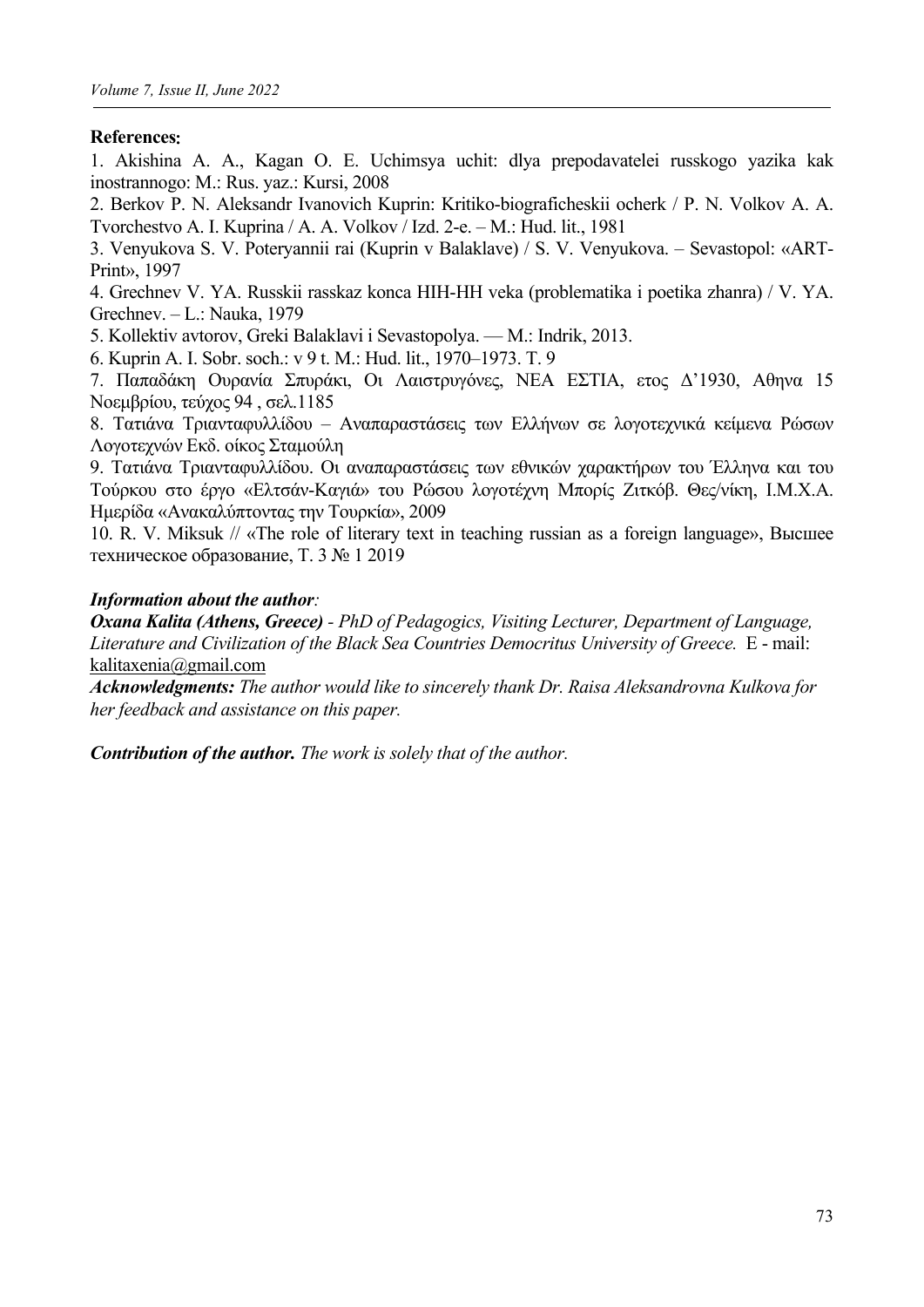**References**:

1. Akishina A. A., Kagan O. E. Uchimsya uchit: dlya prepodavatelei russkogo yazika kak inostrannogo: M.: Rus. yaz.: Kursi, 2008
2. Berkov P. N. Aleksandr Ivanovich Kuprin: Kritiko-biograficheskii ocherk / P. N. Volkov A. A. Tvorchestvo A. I. Kuprina / A. A. Volkov / Izd. 2-e. – M.: Hud. lit., 1981
3. Venyukova S. V. Poteryannii rai (Kuprin v Balaklave) / S. V. Venyukova. – Sevastopol: «ART-Print», 1997
4. Grechnev V. YA. Russkii rasskaz konca HIH-HH veka (problematika i poetika zhanra) / V. YA. Grechnev. – L.: Nauka, 1979
5. Kollektiv avtorov, Greki Balaklavi i Sevastopolya. — M.: Indrik, 2013.
6. Kuprin A. I. Sobr. soch.: v 9 t. M.: Hud. lit., 1970–1973. T. 9
7. Παπαδάκη Ουρανία Σπυράκι, Οι Λαιστρυγόνες, ΝΕΑ ΕΣΤΙΑ, ετος Δ'1930, Αθηνα 15 Νοεμβρίου, τεύχος 94 , σελ.1185
8. Τατιάνα Τριανταφυλλίδου – Αναπαραστάσεις των Ελλήνων σε λογοτεχνικά κείμενα Ρώσων Λογοτεχνών Εκδ. οίκος Σταμούλη
9. Τατιάνα Τριανταφυλλίδου. Οι αναπαραστάσεις των εθνικών χαρακτήρων του Έλληνα και του Τούρκου στο έργο «Ελτσάν-Καγιά» του Ρώσου λογοτέχνη Μπορίς Ζιτκόβ. Θες/νίκη, Ι.Μ.Χ.Α. Ημερίδα «Ανακαλύπτοντας την Τουρκία», 2009
10. R. V. Miksuk // «The role of literary text in teaching russian as a foreign language», Высшее техническое образование, Т. 3 № 1 2019

***Information about the author**:*

***Oxana Kalita (Athens, Greece)*** *- PhD of Pedagogics, Visiting Lecturer, Department of Language, Literature and Civilization of the Black Sea Countries Democritus University of Greece.* E - mail: kalitaxenia@gmail.com

***Acknowledgments:*** *The author would like to sincerely thank Dr. Raisa Aleksandrovna Kulkova for her feedback and assistance on this paper.*

***Contribution of the author.*** *The work is solely that of the author.*